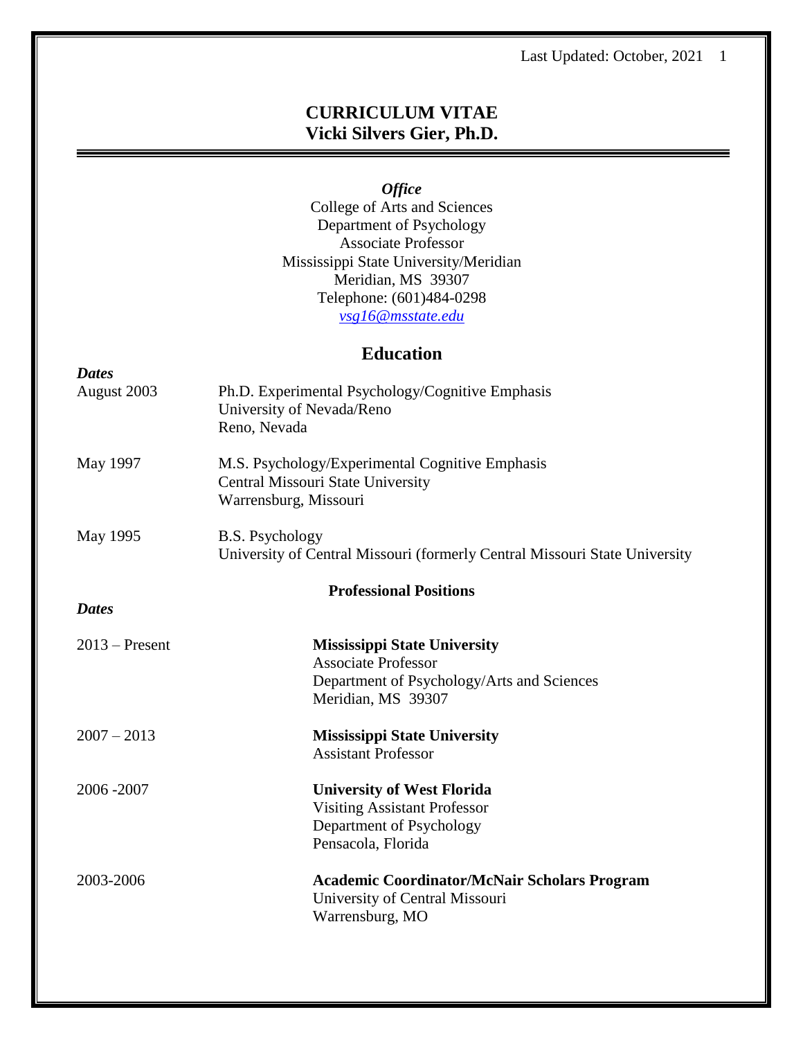# CURRICULUM VITAE
# Vicki Silvers Gier, Ph.D.

***Office***
College of Arts and Sciences
Department of Psychology
Associate Professor
Mississippi State University/Meridian
Meridian, MS 39307
Telephone: (601)484-0298
*vsg16@msstate.edu*

## Education

| ***Dates*** | |
|---|---|
| August 2003 | Ph.D. Experimental Psychology/Cognitive Emphasis<br>University of Nevada/Reno<br>Reno, Nevada |
| May 1997 | M.S. Psychology/Experimental Cognitive Emphasis<br>Central Missouri State University<br>Warrensburg, Missouri |
| May 1995 | B.S. Psychology<br>University of Central Missouri (formerly Central Missouri State University |

## Professional Positions

| ***Dates*** | |
|---|---|
| 2013 – Present | **Mississippi State University**<br>Associate Professor<br>Department of Psychology/Arts and Sciences<br>Meridian, MS 39307 |
| 2007 – 2013 | **Mississippi State University**<br>Assistant Professor |
| 2006 -2007 | **University of West Florida**<br>Visiting Assistant Professor<br>Department of Psychology<br>Pensacola, Florida |
| 2003-2006 | **Academic Coordinator/McNair Scholars Program**<br>University of Central Missouri<br>Warrensburg, MO |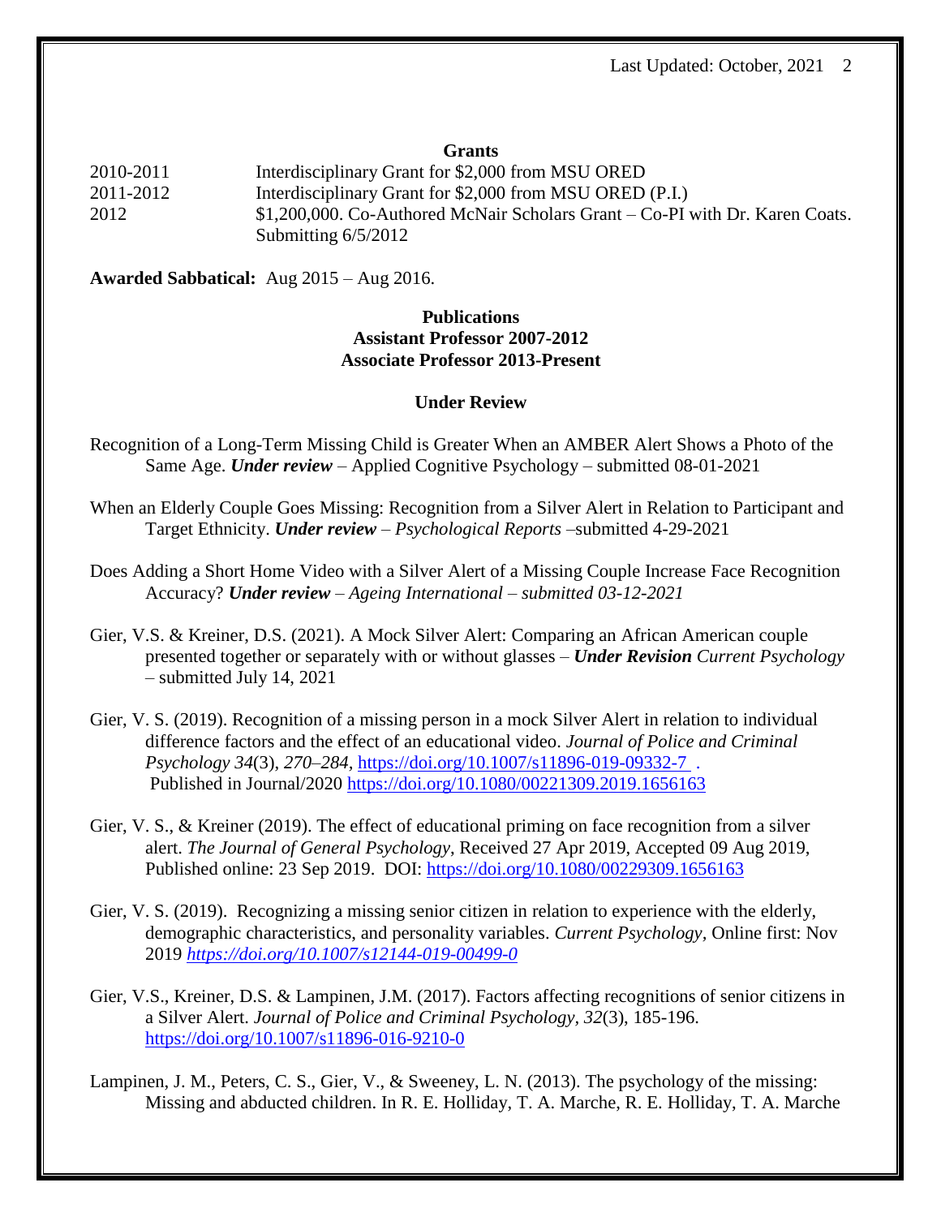### Grants

| | |
|---|---|
| 2010-2011 | Interdisciplinary Grant for $2,000 from MSU ORED |
| 2011-2012 | Interdisciplinary Grant for $2,000 from MSU ORED (P.I.) |
| 2012 | $1,200,000. Co-Authored McNair Scholars Grant – Co-PI with Dr. Karen Coats. Submitting 6/5/2012 |

**Awarded Sabbatical:** Aug 2015 – Aug 2016.

### Publications
### Assistant Professor 2007-2012
### Associate Professor 2013-Present

#### Under Review

Recognition of a Long-Term Missing Child is Greater When an AMBER Alert Shows a Photo of the Same Age. ***Under review*** – Applied Cognitive Psychology – submitted 08-01-2021

When an Elderly Couple Goes Missing: Recognition from a Silver Alert in Relation to Participant and Target Ethnicity. ***Under review*** – *Psychological Reports* –submitted 4-29-2021

Does Adding a Short Home Video with a Silver Alert of a Missing Couple Increase Face Recognition Accuracy? ***Under review*** *– Ageing International – submitted 03-12-2021*

Gier, V.S. & Kreiner, D.S. (2021). A Mock Silver Alert: Comparing an African American couple presented together or separately with or without glasses – ***Under Revision*** *Current Psychology* – submitted July 14, 2021

Gier, V. S. (2019). Recognition of a missing person in a mock Silver Alert in relation to individual difference factors and the effect of an educational video. *Journal of Police and Criminal Psychology 34*(3), *270–284,* https://doi.org/10.1007/s11896-019-09332-7 . Published in Journal/2020 https://doi.org/10.1080/00221309.2019.1656163

Gier, V. S., & Kreiner (2019). The effect of educational priming on face recognition from a silver alert. *The Journal of General Psychology*, Received 27 Apr 2019, Accepted 09 Aug 2019, Published online: 23 Sep 2019. DOI: https://doi.org/10.1080/00229309.1656163

Gier, V. S. (2019). Recognizing a missing senior citizen in relation to experience with the elderly, demographic characteristics, and personality variables. *Current Psychology*, Online first: Nov 2019 *https://doi.org/10.1007/s12144-019-00499-0*

Gier, V.S., Kreiner, D.S. & Lampinen, J.M. (2017). Factors affecting recognitions of senior citizens in a Silver Alert. *Journal of Police and Criminal Psychology*, *32*(3), 185-196. https://doi.org/10.1007/s11896-016-9210-0

Lampinen, J. M., Peters, C. S., Gier, V., & Sweeney, L. N. (2013). The psychology of the missing: Missing and abducted children. In R. E. Holliday, T. A. Marche, R. E. Holliday, T. A. Marche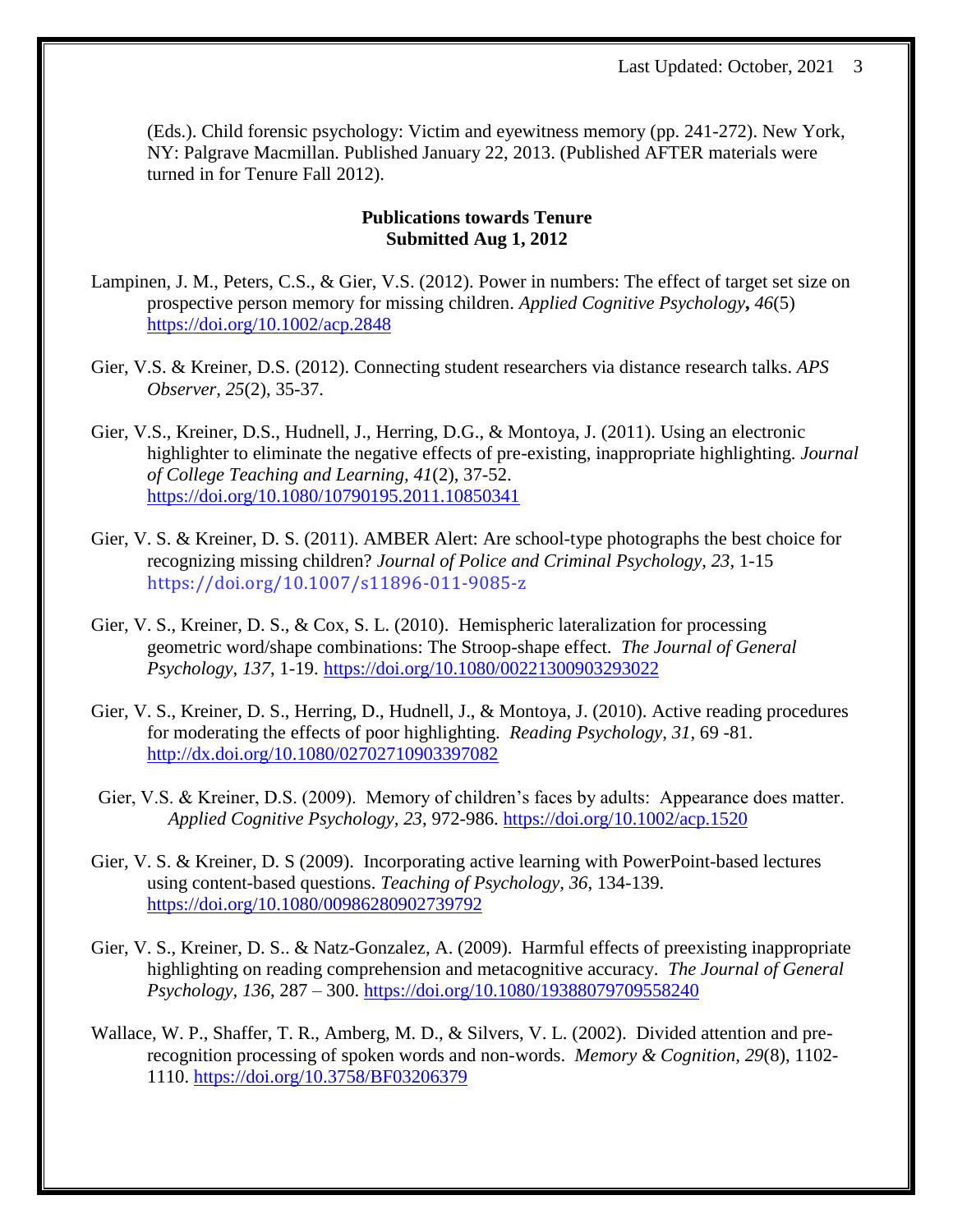(Eds.). Child forensic psychology: Victim and eyewitness memory (pp. 241-272). New York, NY: Palgrave Macmillan. Published January 22, 2013. (Published AFTER materials were turned in for Tenure Fall 2012).

**Publications towards Tenure**
**Submitted Aug 1, 2012**

Lampinen, J. M., Peters, C.S., & Gier, V.S. (2012). Power in numbers: The effect of target set size on prospective person memory for missing children. *Applied Cognitive Psychology***,** *46*(5) https://doi.org/10.1002/acp.2848

Gier, V.S. & Kreiner, D.S. (2012). Connecting student researchers via distance research talks. *APS Observer*, *25*(2), 35-37.

Gier, V.S., Kreiner, D.S., Hudnell, J., Herring, D.G., & Montoya, J. (2011). Using an electronic highlighter to eliminate the negative effects of pre-existing, inappropriate highlighting. *Journal of College Teaching and Learning, 41*(2), 37-52. https://doi.org/10.1080/10790195.2011.10850341

Gier, V. S. & Kreiner, D. S. (2011). AMBER Alert: Are school-type photographs the best choice for recognizing missing children? *Journal of Police and Criminal Psychology, 23,* 1-15 https://doi.org/10.1007/s11896-011-9085-z

Gier, V. S., Kreiner, D. S., & Cox, S. L. (2010). Hemispheric lateralization for processing geometric word/shape combinations: The Stroop-shape effect. *The Journal of General Psychology*, *137*, 1-19. https://doi.org/10.1080/00221300903293022

Gier, V. S., Kreiner, D. S., Herring, D., Hudnell, J., & Montoya, J. (2010). Active reading procedures for moderating the effects of poor highlighting. *Reading Psychology*, *31*, 69 -81. http://dx.doi.org/10.1080/02702710903397082

Gier, V.S. & Kreiner, D.S. (2009). Memory of children's faces by adults: Appearance does matter. *Applied Cognitive Psychology, 23*, 972-986. https://doi.org/10.1002/acp.1520

Gier, V. S. & Kreiner, D. S (2009). Incorporating active learning with PowerPoint-based lectures using content-based questions. *Teaching of Psychology, 36*, 134-139. https://doi.org/10.1080/00986280902739792

Gier, V. S., Kreiner, D. S.. & Natz-Gonzalez, A. (2009). Harmful effects of preexisting inappropriate highlighting on reading comprehension and metacognitive accuracy. *The Journal of General Psychology, 136*, 287 – 300. https://doi.org/10.1080/19388079709558240

Wallace, W. P., Shaffer, T. R., Amberg, M. D., & Silvers, V. L. (2002). Divided attention and pre-recognition processing of spoken words and non-words. *Memory & Cognition, 29*(8), 1102-1110. https://doi.org/10.3758/BF03206379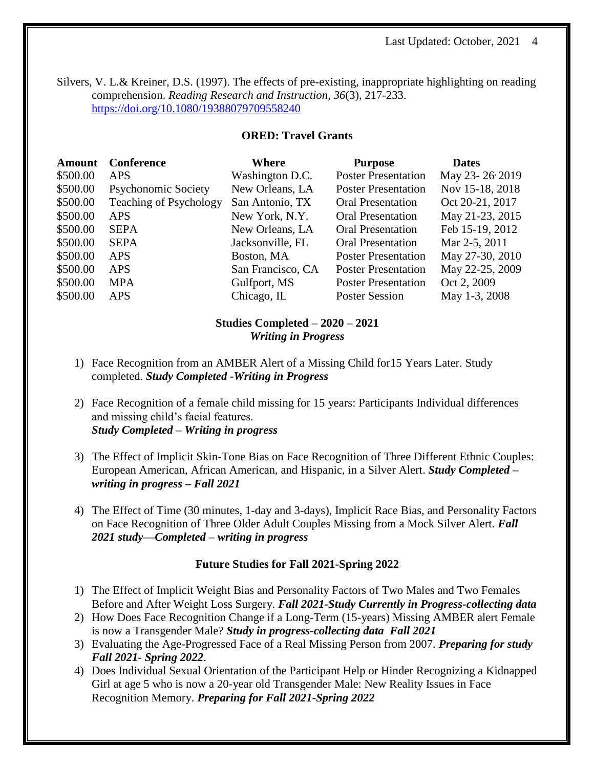Silvers, V. L.& Kreiner, D.S. (1997). The effects of pre-existing, inappropriate highlighting on reading comprehension. *Reading Research and Instruction, 36*(3), 217-233. https://doi.org/10.1080/19388079709558240

## ORED: Travel Grants

| Amount | Conference | Where | Purpose | Dates |
|---|---|---|---|---|
| $500.00 | APS | Washington D.C. | Poster Presentation | May 23- 26, 2019 |
| $500.00 | Psychonomic Society | New Orleans, LA | Poster Presentation | Nov 15-18, 2018 |
| $500.00 | Teaching of Psychology | San Antonio, TX | Oral Presentation | Oct 20-21, 2017 |
| $500.00 | APS | New York, N.Y. | Oral Presentation | May 21-23, 2015 |
| $500.00 | SEPA | New Orleans, LA | Oral Presentation | Feb 15-19, 2012 |
| $500.00 | SEPA | Jacksonville, FL | Oral Presentation | Mar 2-5, 2011 |
| $500.00 | APS | Boston, MA | Poster Presentation | May 27-30, 2010 |
| $500.00 | APS | San Francisco, CA | Poster Presentation | May 22-25, 2009 |
| $500.00 | MPA | Gulfport, MS | Poster Presentation | Oct 2, 2009 |
| $500.00 | APS | Chicago, IL | Poster Session | May 1-3, 2008 |

## Studies Completed – 2020 – 2021
### *Writing in Progress*

1) Face Recognition from an AMBER Alert of a Missing Child for15 Years Later. Study completed. ***Study Completed -Writing in Progress***

2) Face Recognition of a female child missing for 15 years: Participants Individual differences and missing child's facial features.
***Study Completed – Writing in progress***

3) The Effect of Implicit Skin-Tone Bias on Face Recognition of Three Different Ethnic Couples: European American, African American, and Hispanic, in a Silver Alert. ***Study Completed – writing in progress – Fall 2021***

4) The Effect of Time (30 minutes, 1-day and 3-days), Implicit Race Bias, and Personality Factors on Face Recognition of Three Older Adult Couples Missing from a Mock Silver Alert. ***Fall 2021 study—Completed – writing in progress***

## Future Studies for Fall 2021-Spring 2022

1) The Effect of Implicit Weight Bias and Personality Factors of Two Males and Two Females Before and After Weight Loss Surgery. ***Fall 2021-Study Currently in Progress-collecting data***
2) How Does Face Recognition Change if a Long-Term (15-years) Missing AMBER alert Female is now a Transgender Male? ***Study in progress-collecting data Fall 2021***
3) Evaluating the Age-Progressed Face of a Real Missing Person from 2007. ***Preparing for study Fall 2021- Spring 2022***.
4) Does Individual Sexual Orientation of the Participant Help or Hinder Recognizing a Kidnapped Girl at age 5 who is now a 20-year old Transgender Male: New Reality Issues in Face Recognition Memory. ***Preparing for Fall 2021-Spring 2022***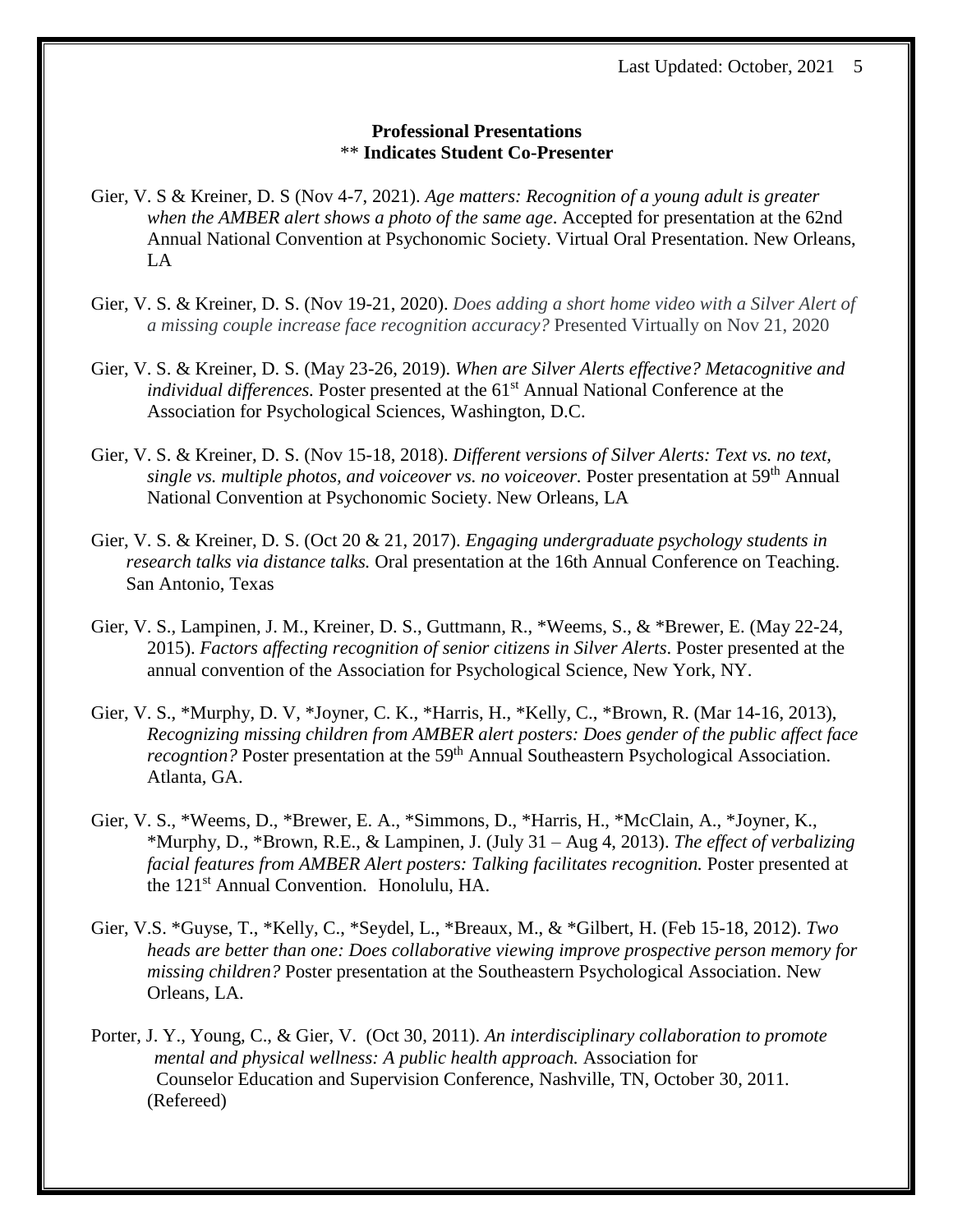**Professional Presentations**
** **Indicates Student Co-Presenter**

Gier, V. S & Kreiner, D. S (Nov 4-7, 2021). *Age matters: Recognition of a young adult is greater when the AMBER alert shows a photo of the same age*. Accepted for presentation at the 62nd Annual National Convention at Psychonomic Society. Virtual Oral Presentation. New Orleans, LA

Gier, V. S. & Kreiner, D. S. (Nov 19-21, 2020). *Does adding a short home video with a Silver Alert of a missing couple increase face recognition accuracy?* Presented Virtually on Nov 21, 2020

Gier, V. S. & Kreiner, D. S. (May 23-26, 2019). *When are Silver Alerts effective? Metacognitive and individual differences.* Poster presented at the 61st Annual National Conference at the Association for Psychological Sciences, Washington, D.C.

Gier, V. S. & Kreiner, D. S. (Nov 15-18, 2018). *Different versions of Silver Alerts: Text vs. no text, single vs. multiple photos, and voiceover vs. no voiceover.* Poster presentation at 59th Annual National Convention at Psychonomic Society. New Orleans, LA

Gier, V. S. & Kreiner, D. S. (Oct 20 & 21, 2017). *Engaging undergraduate psychology students in research talks via distance talks.* Oral presentation at the 16th Annual Conference on Teaching. San Antonio, Texas

Gier, V. S., Lampinen, J. M., Kreiner, D. S., Guttmann, R., *Weems, S., & *Brewer, E. (May 22-24, 2015). *Factors affecting recognition of senior citizens in Silver Alerts.* Poster presented at the annual convention of the Association for Psychological Science, New York, NY.

Gier, V. S., *Murphy, D. V, *Joyner, C. K., *Harris, H., *Kelly, C., *Brown, R. (Mar 14-16, 2013), *Recognizing missing children from AMBER alert posters: Does gender of the public affect face recogntion?* Poster presentation at the 59th Annual Southeastern Psychological Association. Atlanta, GA.

Gier, V. S., *Weems, D., *Brewer, E. A., *Simmons, D., *Harris, H., *McClain, A., *Joyner, K., *Murphy, D., *Brown, R.E., & Lampinen, J. (July 31 – Aug 4, 2013). *The effect of verbalizing facial features from AMBER Alert posters: Talking facilitates recognition.* Poster presented at the 121st Annual Convention. Honolulu, HA.

Gier, V.S. *Guyse, T., *Kelly, C., *Seydel, L., *Breaux, M., & *Gilbert, H. (Feb 15-18, 2012). *Two heads are better than one: Does collaborative viewing improve prospective person memory for missing children?* Poster presentation at the Southeastern Psychological Association. New Orleans, LA.

Porter, J. Y., Young, C., & Gier, V. (Oct 30, 2011). *An interdisciplinary collaboration to promote mental and physical wellness: A public health approach.* Association for Counselor Education and Supervision Conference, Nashville, TN, October 30, 2011. (Refereed)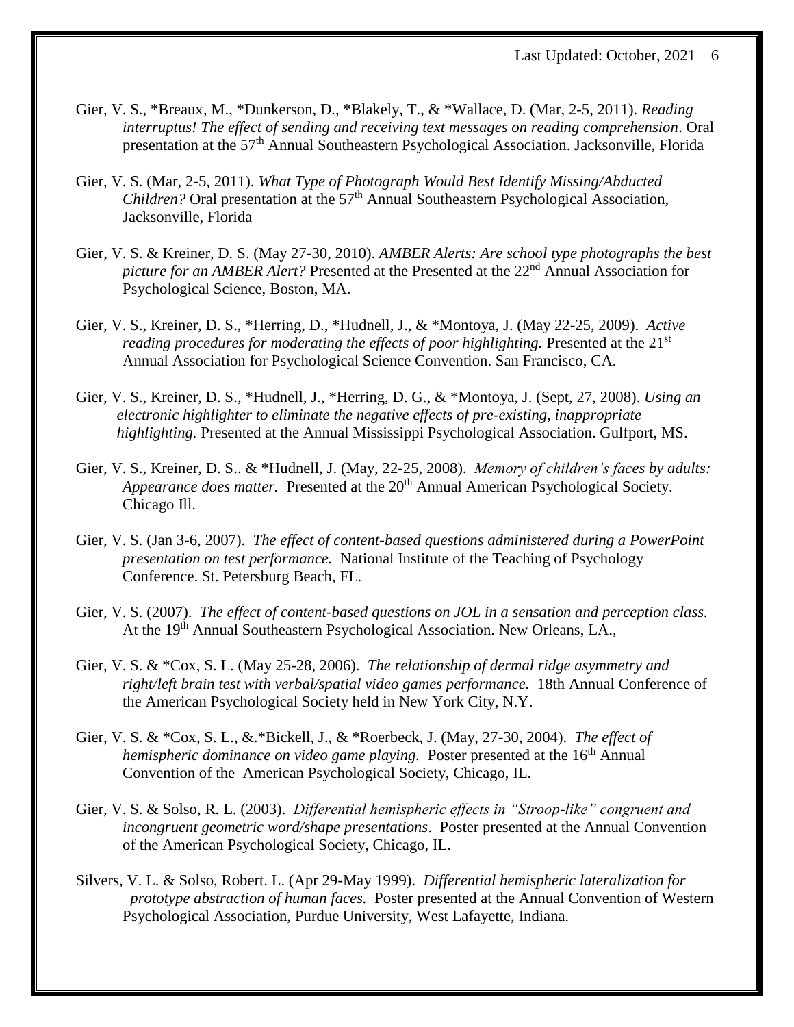Gier, V. S., *Breaux, M., *Dunkerson, D., *Blakely, T., & *Wallace, D. (Mar, 2-5, 2011). *Reading interruptus! The effect of sending and receiving text messages on reading comprehension*. Oral presentation at the 57th Annual Southeastern Psychological Association. Jacksonville, Florida

Gier, V. S. (Mar, 2-5, 2011). *What Type of Photograph Would Best Identify Missing/Abducted Children?* Oral presentation at the 57th Annual Southeastern Psychological Association, Jacksonville, Florida

Gier, V. S. & Kreiner, D. S. (May 27-30, 2010). *AMBER Alerts: Are school type photographs the best picture for an AMBER Alert?* Presented at the Presented at the 22nd Annual Association for Psychological Science, Boston, MA.

Gier, V. S., Kreiner, D. S., *Herring, D., *Hudnell, J., & *Montoya, J. (May 22-25, 2009). *Active reading procedures for moderating the effects of poor highlighting.* Presented at the 21st Annual Association for Psychological Science Convention. San Francisco, CA.

Gier, V. S., Kreiner, D. S., *Hudnell, J., *Herring, D. G., & *Montoya, J. (Sept, 27, 2008). *Using an electronic highlighter to eliminate the negative effects of pre-existing, inappropriate highlighting.* Presented at the Annual Mississippi Psychological Association. Gulfport, MS.

Gier, V. S., Kreiner, D. S.. & *Hudnell, J. (May, 22-25, 2008). *Memory of children's faces by adults: Appearance does matter.* Presented at the 20th Annual American Psychological Society. Chicago Ill.

Gier, V. S. (Jan 3-6, 2007). *The effect of content-based questions administered during a PowerPoint presentation on test performance.* National Institute of the Teaching of Psychology Conference. St. Petersburg Beach, FL.

Gier, V. S. (2007). *The effect of content-based questions on JOL in a sensation and perception class.* At the 19th Annual Southeastern Psychological Association. New Orleans, LA.,

Gier, V. S. & *Cox, S. L. (May 25-28, 2006). *The relationship of dermal ridge asymmetry and right/left brain test with verbal/spatial video games performance.* 18th Annual Conference of the American Psychological Society held in New York City, N.Y.

Gier, V. S. & *Cox, S. L., &.*Bickell, J., & *Roerbeck, J. (May, 27-30, 2004). *The effect of hemispheric dominance on video game playing.* Poster presented at the 16th Annual Convention of the American Psychological Society, Chicago, IL.

Gier, V. S. & Solso, R. L. (2003). *Differential hemispheric effects in "Stroop-like" congruent and incongruent geometric word/shape presentations*. Poster presented at the Annual Convention of the American Psychological Society, Chicago, IL.

Silvers, V. L. & Solso, Robert. L. (Apr 29-May 1999). *Differential hemispheric lateralization for prototype abstraction of human faces.* Poster presented at the Annual Convention of Western Psychological Association, Purdue University, West Lafayette, Indiana.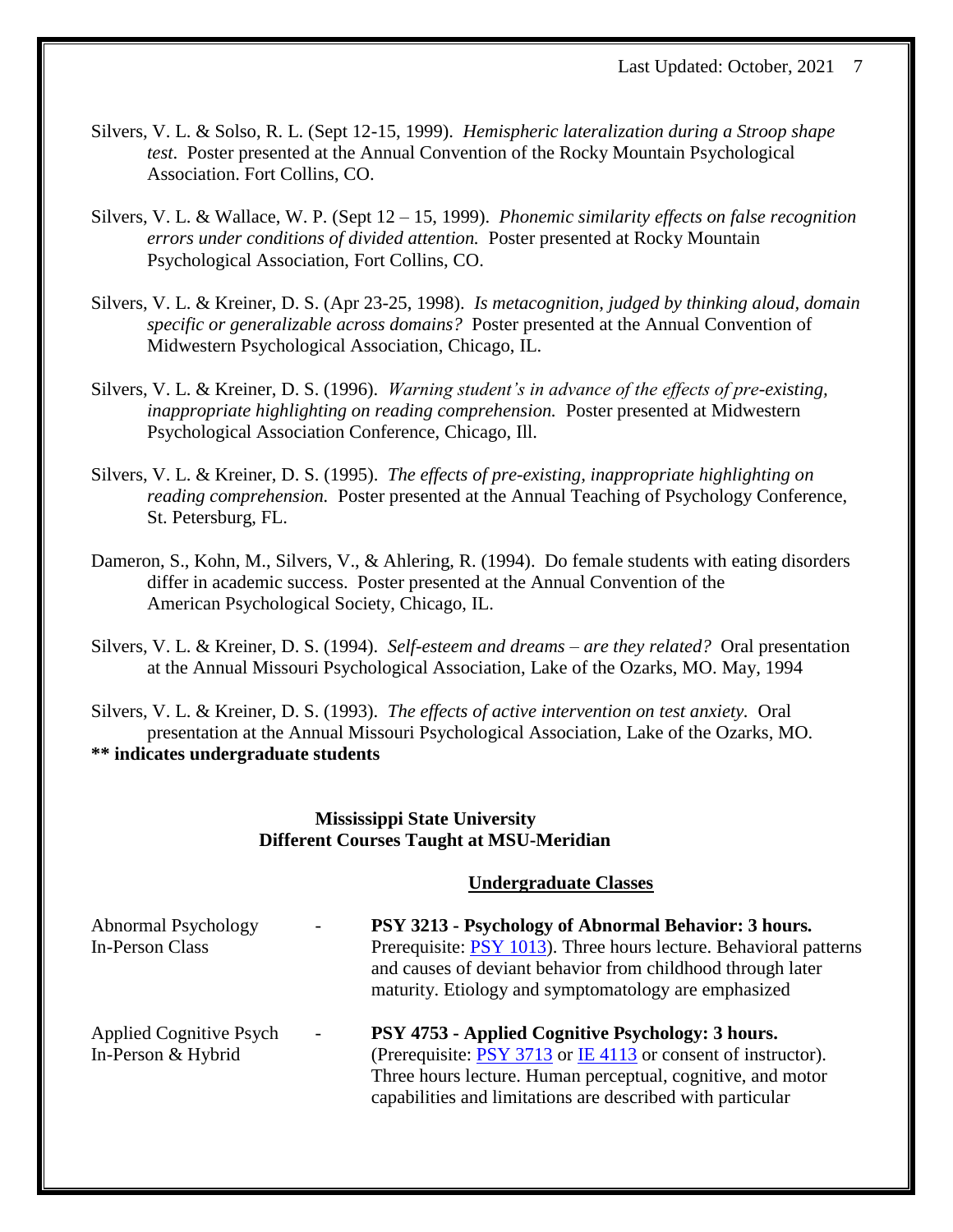Silvers, V. L. & Solso, R. L. (Sept 12-15, 1999). *Hemispheric lateralization during a Stroop shape test.* Poster presented at the Annual Convention of the Rocky Mountain Psychological Association. Fort Collins, CO.

Silvers, V. L. & Wallace, W. P. (Sept 12 – 15, 1999). *Phonemic similarity effects on false recognition errors under conditions of divided attention.* Poster presented at Rocky Mountain Psychological Association, Fort Collins, CO.

Silvers, V. L. & Kreiner, D. S. (Apr 23-25, 1998). *Is metacognition, judged by thinking aloud, domain specific or generalizable across domains?* Poster presented at the Annual Convention of Midwestern Psychological Association, Chicago, IL.

Silvers, V. L. & Kreiner, D. S. (1996). *Warning student's in advance of the effects of pre-existing, inappropriate highlighting on reading comprehension.* Poster presented at Midwestern Psychological Association Conference, Chicago, Ill.

Silvers, V. L. & Kreiner, D. S. (1995). *The effects of pre-existing, inappropriate highlighting on reading comprehension.* Poster presented at the Annual Teaching of Psychology Conference, St. Petersburg, FL.

Dameron, S., Kohn, M., Silvers, V., & Ahlering, R. (1994). Do female students with eating disorders differ in academic success. Poster presented at the Annual Convention of the American Psychological Society, Chicago, IL.

Silvers, V. L. & Kreiner, D. S. (1994). *Self-esteem and dreams – are they related?* Oral presentation at the Annual Missouri Psychological Association, Lake of the Ozarks, MO. May, 1994

Silvers, V. L. & Kreiner, D. S. (1993). *The effects of active intervention on test anxiety.* Oral presentation at the Annual Missouri Psychological Association, Lake of the Ozarks, MO.

**** indicates undergraduate students**

## Mississippi State University
## Different Courses Taught at MSU-Meridian

### Undergraduate Classes

| | | |
|---|---|---|
| Abnormal Psychology<br>In-Person Class | - | **PSY 3213 - Psychology of Abnormal Behavior: 3 hours.** Prerequisite: PSY 1013). Three hours lecture. Behavioral patterns and causes of deviant behavior from childhood through later maturity. Etiology and symptomatology are emphasized |
| Applied Cognitive Psych<br>In-Person & Hybrid | - | **PSY 4753 - Applied Cognitive Psychology: 3 hours.** (Prerequisite: PSY 3713 or IE 4113 or consent of instructor). Three hours lecture. Human perceptual, cognitive, and motor capabilities and limitations are described with particular |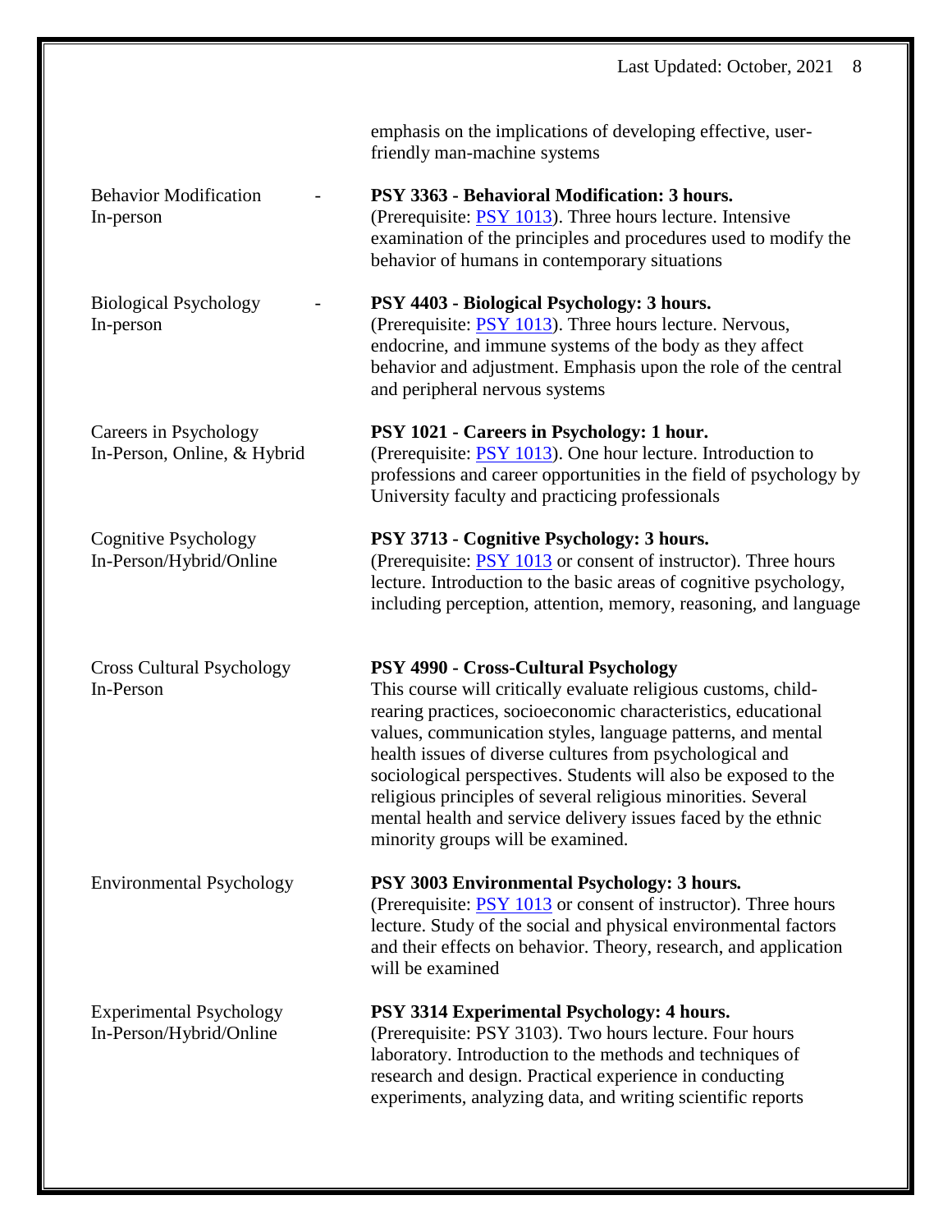emphasis on the implications of developing effective, user-friendly man-machine systems

| | |
|---|---|
| Behavior Modification - In-person | **PSY 3363 - Behavioral Modification: 3 hours.** (Prerequisite: PSY 1013). Three hours lecture. Intensive examination of the principles and procedures used to modify the behavior of humans in contemporary situations |
| Biological Psychology - In-person | **PSY 4403 - Biological Psychology: 3 hours.** (Prerequisite: PSY 1013). Three hours lecture. Nervous, endocrine, and immune systems of the body as they affect behavior and adjustment. Emphasis upon the role of the central and peripheral nervous systems |
| Careers in Psychology In-Person, Online, & Hybrid | **PSY 1021 - Careers in Psychology: 1 hour.** (Prerequisite: PSY 1013). One hour lecture. Introduction to professions and career opportunities in the field of psychology by University faculty and practicing professionals |
| Cognitive Psychology In-Person/Hybrid/Online | **PSY 3713 - Cognitive Psychology: 3 hours.** (Prerequisite: PSY 1013 or consent of instructor). Three hours lecture. Introduction to the basic areas of cognitive psychology, including perception, attention, memory, reasoning, and language |
| Cross Cultural Psychology In-Person | **PSY 4990 - Cross-Cultural Psychology** This course will critically evaluate religious customs, child-rearing practices, socioeconomic characteristics, educational values, communication styles, language patterns, and mental health issues of diverse cultures from psychological and sociological perspectives. Students will also be exposed to the religious principles of several religious minorities. Several mental health and service delivery issues faced by the ethnic minority groups will be examined. |
| Environmental Psychology | **PSY 3003 Environmental Psychology: 3 hours.** (Prerequisite: PSY 1013 or consent of instructor). Three hours lecture. Study of the social and physical environmental factors and their effects on behavior. Theory, research, and application will be examined |
| Experimental Psychology In-Person/Hybrid/Online | **PSY 3314 Experimental Psychology: 4 hours.** (Prerequisite: PSY 3103). Two hours lecture. Four hours laboratory. Introduction to the methods and techniques of research and design. Practical experience in conducting experiments, analyzing data, and writing scientific reports |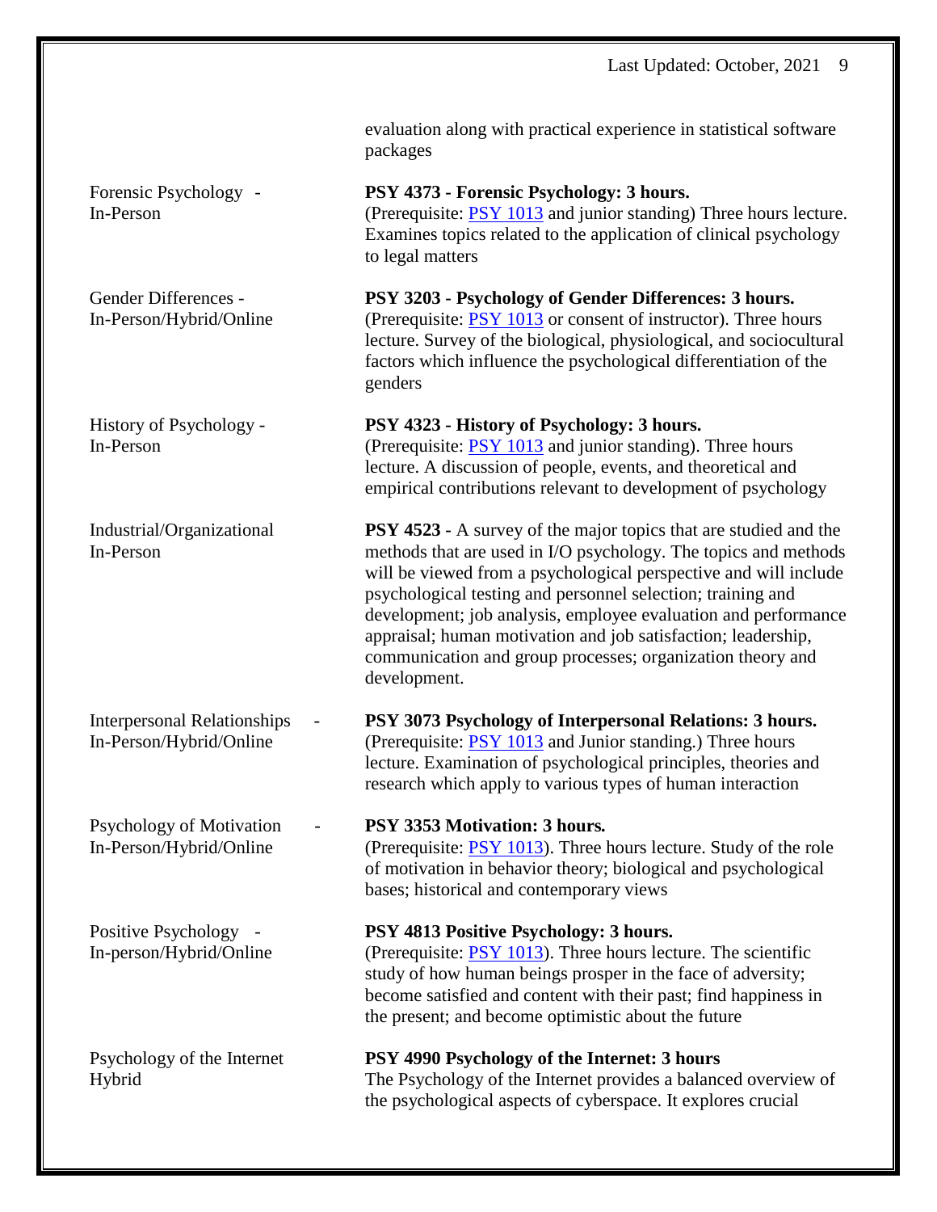| | |
|---|---|
| | evaluation along with practical experience in statistical software packages |
| Forensic Psychology - In-Person | **PSY 4373 - Forensic Psychology: 3 hours.** (Prerequisite: PSY 1013 and junior standing) Three hours lecture. Examines topics related to the application of clinical psychology to legal matters |
| Gender Differences - In-Person/Hybrid/Online | **PSY 3203 - Psychology of Gender Differences: 3 hours.** (Prerequisite: PSY 1013 or consent of instructor). Three hours lecture. Survey of the biological, physiological, and sociocultural factors which influence the psychological differentiation of the genders |
| History of Psychology - In-Person | **PSY 4323 - History of Psychology: 3 hours.** (Prerequisite: PSY 1013 and junior standing). Three hours lecture. A discussion of people, events, and theoretical and empirical contributions relevant to development of psychology |
| Industrial/Organizational In-Person | **PSY 4523 -** A survey of the major topics that are studied and the methods that are used in I/O psychology. The topics and methods will be viewed from a psychological perspective and will include psychological testing and personnel selection; training and development; job analysis, employee evaluation and performance appraisal; human motivation and job satisfaction; leadership, communication and group processes; organization theory and development. |
| Interpersonal Relationships - In-Person/Hybrid/Online | **PSY 3073 Psychology of Interpersonal Relations: 3 hours.** (Prerequisite: PSY 1013 and Junior standing.) Three hours lecture. Examination of psychological principles, theories and research which apply to various types of human interaction |
| Psychology of Motivation - In-Person/Hybrid/Online | **PSY 3353 Motivation: 3 hours.** (Prerequisite: PSY 1013). Three hours lecture. Study of the role of motivation in behavior theory; biological and psychological bases; historical and contemporary views |
| Positive Psychology - In-person/Hybrid/Online | **PSY 4813 Positive Psychology: 3 hours.** (Prerequisite: PSY 1013). Three hours lecture. The scientific study of how human beings prosper in the face of adversity; become satisfied and content with their past; find happiness in the present; and become optimistic about the future |
| Psychology of the Internet Hybrid | **PSY 4990 Psychology of the Internet: 3 hours** The Psychology of the Internet provides a balanced overview of the psychological aspects of cyberspace. It explores crucial |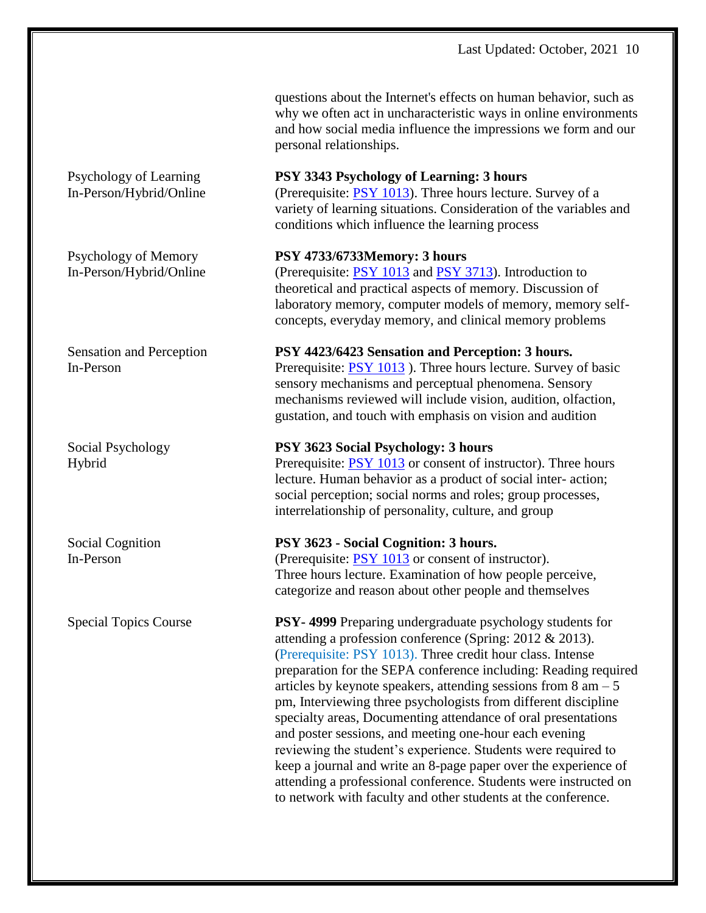questions about the Internet's effects on human behavior, such as why we often act in uncharacteristic ways in online environments and how social media influence the impressions we form and our personal relationships.

Psychology of Learning
In-Person/Hybrid/Online

**PSY 3343 Psychology of Learning: 3 hours**
(Prerequisite: PSY 1013). Three hours lecture. Survey of a variety of learning situations. Consideration of the variables and conditions which influence the learning process

Psychology of Memory
In-Person/Hybrid/Online

**PSY 4733/6733Memory: 3 hours**
(Prerequisite: PSY 1013 and PSY 3713). Introduction to theoretical and practical aspects of memory. Discussion of laboratory memory, computer models of memory, memory self-concepts, everyday memory, and clinical memory problems

Sensation and Perception
In-Person

**PSY 4423/6423 Sensation and Perception: 3 hours.**
Prerequisite: PSY 1013 ). Three hours lecture. Survey of basic sensory mechanisms and perceptual phenomena. Sensory mechanisms reviewed will include vision, audition, olfaction, gustation, and touch with emphasis on vision and audition

Social Psychology
Hybrid

**PSY 3623 Social Psychology: 3 hours**
Prerequisite: PSY 1013 or consent of instructor). Three hours lecture. Human behavior as a product of social inter- action; social perception; social norms and roles; group processes, interrelationship of personality, culture, and group

Social Cognition
In-Person

**PSY 3623 - Social Cognition: 3 hours.**
(Prerequisite: PSY 1013 or consent of instructor).
Three hours lecture. Examination of how people perceive, categorize and reason about other people and themselves

Special Topics Course

**PSY- 4999** Preparing undergraduate psychology students for attending a profession conference (Spring: 2012 & 2013). (Prerequisite: PSY 1013). Three credit hour class. Intense preparation for the SEPA conference including: Reading required articles by keynote speakers, attending sessions from 8 am – 5 pm, Interviewing three psychologists from different discipline specialty areas, Documenting attendance of oral presentations and poster sessions, and meeting one-hour each evening reviewing the student's experience. Students were required to keep a journal and write an 8-page paper over the experience of attending a professional conference. Students were instructed on to network with faculty and other students at the conference.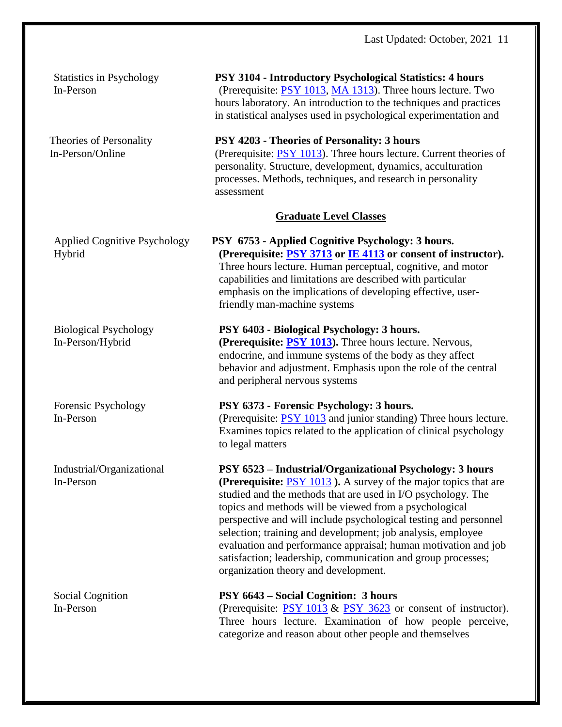Statistics in Psychology
In-Person

**PSY 3104 - Introductory Psychological Statistics: 4 hours**
(Prerequisite: PSY 1013, MA 1313). Three hours lecture. Two hours laboratory. An introduction to the techniques and practices in statistical analyses used in psychological experimentation and

Theories of Personality
In-Person/Online

**PSY 4203 - Theories of Personality: 3 hours**
(Prerequisite: PSY 1013). Three hours lecture. Current theories of personality. Structure, development, dynamics, acculturation processes. Methods, techniques, and research in personality assessment

## Graduate Level Classes

Applied Cognitive Psychology
Hybrid

**PSY 6753 - Applied Cognitive Psychology: 3 hours.**
**(Prerequisite: PSY 3713 or IE 4113 or consent of instructor).** Three hours lecture. Human perceptual, cognitive, and motor capabilities and limitations are described with particular emphasis on the implications of developing effective, user-friendly man-machine systems

Biological Psychology
In-Person/Hybrid

**PSY 6403 - Biological Psychology: 3 hours.**
**(Prerequisite: PSY 1013).** Three hours lecture. Nervous, endocrine, and immune systems of the body as they affect behavior and adjustment. Emphasis upon the role of the central and peripheral nervous systems

Forensic Psychology
In-Person

**PSY 6373 - Forensic Psychology: 3 hours.**
(Prerequisite: PSY 1013 and junior standing) Three hours lecture. Examines topics related to the application of clinical psychology to legal matters

Industrial/Organizational
In-Person

**PSY 6523 – Industrial/Organizational Psychology: 3 hours**
**(Prerequisite:** PSY 1013 **).** A survey of the major topics that are studied and the methods that are used in I/O psychology. The topics and methods will be viewed from a psychological perspective and will include psychological testing and personnel selection; training and development; job analysis, employee evaluation and performance appraisal; human motivation and job satisfaction; leadership, communication and group processes; organization theory and development.

Social Cognition
In-Person

**PSY 6643 – Social Cognition: 3 hours**
(Prerequisite: PSY 1013 & PSY 3623 or consent of instructor). Three hours lecture. Examination of how people perceive, categorize and reason about other people and themselves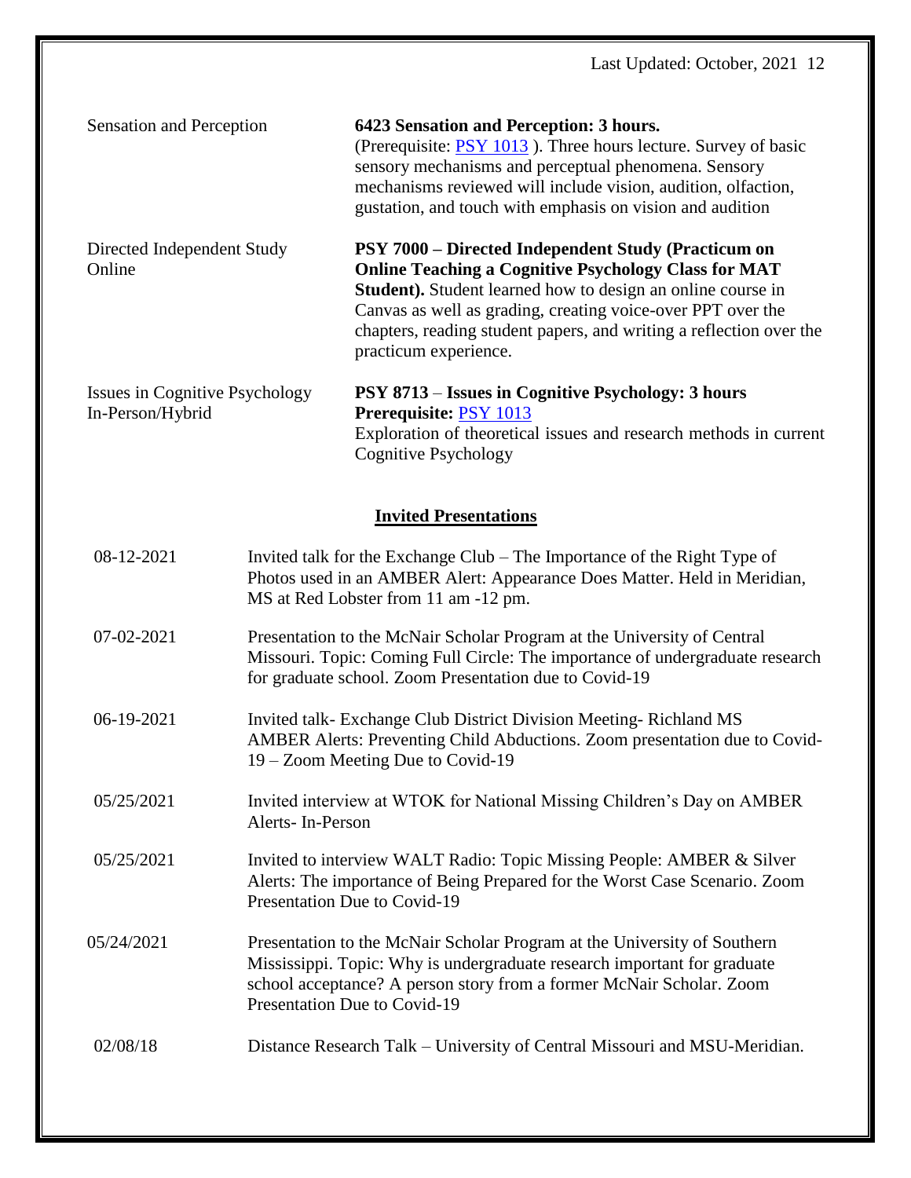| | |
|---|---|
| Sensation and Perception | **6423 Sensation and Perception: 3 hours.** (Prerequisite: PSY 1013 ). Three hours lecture. Survey of basic sensory mechanisms and perceptual phenomena. Sensory mechanisms reviewed will include vision, audition, olfaction, gustation, and touch with emphasis on vision and audition |
| Directed Independent Study Online | **PSY 7000 – Directed Independent Study (Practicum on Online Teaching a Cognitive Psychology Class for MAT Student).** Student learned how to design an online course in Canvas as well as grading, creating voice-over PPT over the chapters, reading student papers, and writing a reflection over the practicum experience. |
| Issues in Cognitive Psychology In-Person/Hybrid | **PSY 8713** – **Issues in Cognitive Psychology: 3 hours** **Prerequisite:** PSY 1013 Exploration of theoretical issues and research methods in current Cognitive Psychology |

## Invited Presentations

| | |
|---|---|
| 08-12-2021 | Invited talk for the Exchange Club – The Importance of the Right Type of Photos used in an AMBER Alert: Appearance Does Matter. Held in Meridian, MS at Red Lobster from 11 am -12 pm. |
| 07-02-2021 | Presentation to the McNair Scholar Program at the University of Central Missouri. Topic: Coming Full Circle: The importance of undergraduate research for graduate school. Zoom Presentation due to Covid-19 |
| 06-19-2021 | Invited talk- Exchange Club District Division Meeting- Richland MS AMBER Alerts: Preventing Child Abductions. Zoom presentation due to Covid-19 – Zoom Meeting Due to Covid-19 |
| 05/25/2021 | Invited interview at WTOK for National Missing Children's Day on AMBER Alerts- In-Person |
| 05/25/2021 | Invited to interview WALT Radio: Topic Missing People: AMBER & Silver Alerts: The importance of Being Prepared for the Worst Case Scenario. Zoom Presentation Due to Covid-19 |
| 05/24/2021 | Presentation to the McNair Scholar Program at the University of Southern Mississippi. Topic: Why is undergraduate research important for graduate school acceptance? A person story from a former McNair Scholar. Zoom Presentation Due to Covid-19 |
| 02/08/18 | Distance Research Talk – University of Central Missouri and MSU-Meridian. |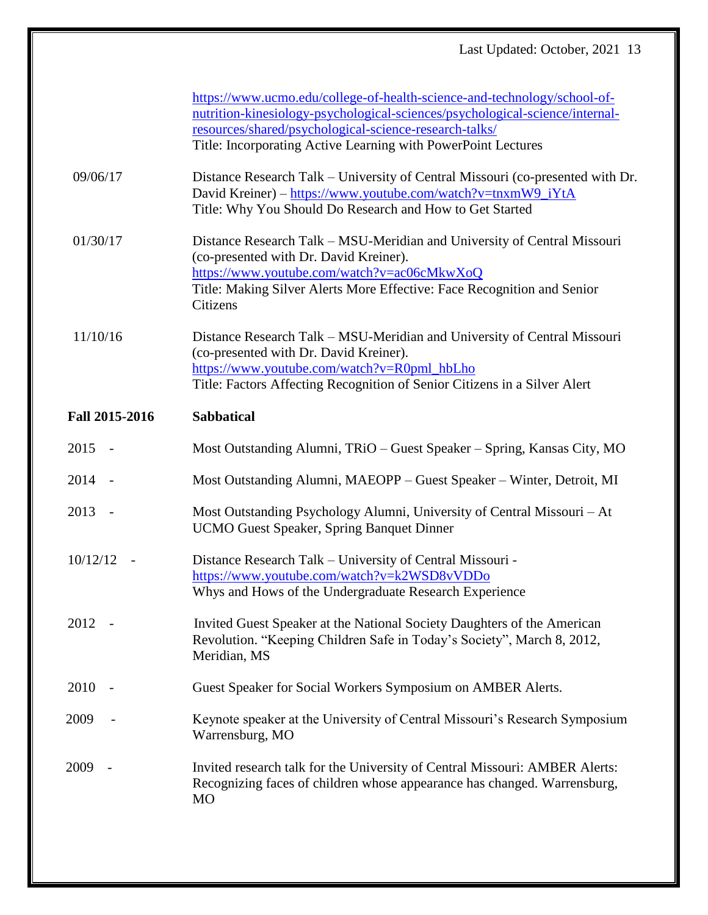https://www.ucmo.edu/college-of-health-science-and-technology/school-of-nutrition-kinesiology-psychological-sciences/psychological-science/internal-resources/shared/psychological-science-research-talks/
Title: Incorporating Active Learning with PowerPoint Lectures

09/06/17 Distance Research Talk – University of Central Missouri (co-presented with Dr. David Kreiner) – https://www.youtube.com/watch?v=tnxmW9_iYtA
Title: Why You Should Do Research and How to Get Started

01/30/17 Distance Research Talk – MSU-Meridian and University of Central Missouri (co-presented with Dr. David Kreiner).
https://www.youtube.com/watch?v=ac06cMkwXoQ
Title: Making Silver Alerts More Effective: Face Recognition and Senior Citizens

11/10/16 Distance Research Talk – MSU-Meridian and University of Central Missouri (co-presented with Dr. David Kreiner).
https://www.youtube.com/watch?v=R0pml_hbLho
Title: Factors Affecting Recognition of Senior Citizens in a Silver Alert

**Fall 2015-2016** **Sabbatical**

2015 - Most Outstanding Alumni, TRiO – Guest Speaker – Spring, Kansas City, MO

2014 - Most Outstanding Alumni, MAEOPP – Guest Speaker – Winter, Detroit, MI

2013 - Most Outstanding Psychology Alumni, University of Central Missouri – At UCMO Guest Speaker, Spring Banquet Dinner

10/12/12 - Distance Research Talk – University of Central Missouri -
https://www.youtube.com/watch?v=k2WSD8vVDDo
Whys and Hows of the Undergraduate Research Experience

2012 - Invited Guest Speaker at the National Society Daughters of the American Revolution. "Keeping Children Safe in Today's Society", March 8, 2012, Meridian, MS

2010 - Guest Speaker for Social Workers Symposium on AMBER Alerts.

2009 - Keynote speaker at the University of Central Missouri's Research Symposium Warrensburg, MO

2009 - Invited research talk for the University of Central Missouri: AMBER Alerts: Recognizing faces of children whose appearance has changed. Warrensburg, MO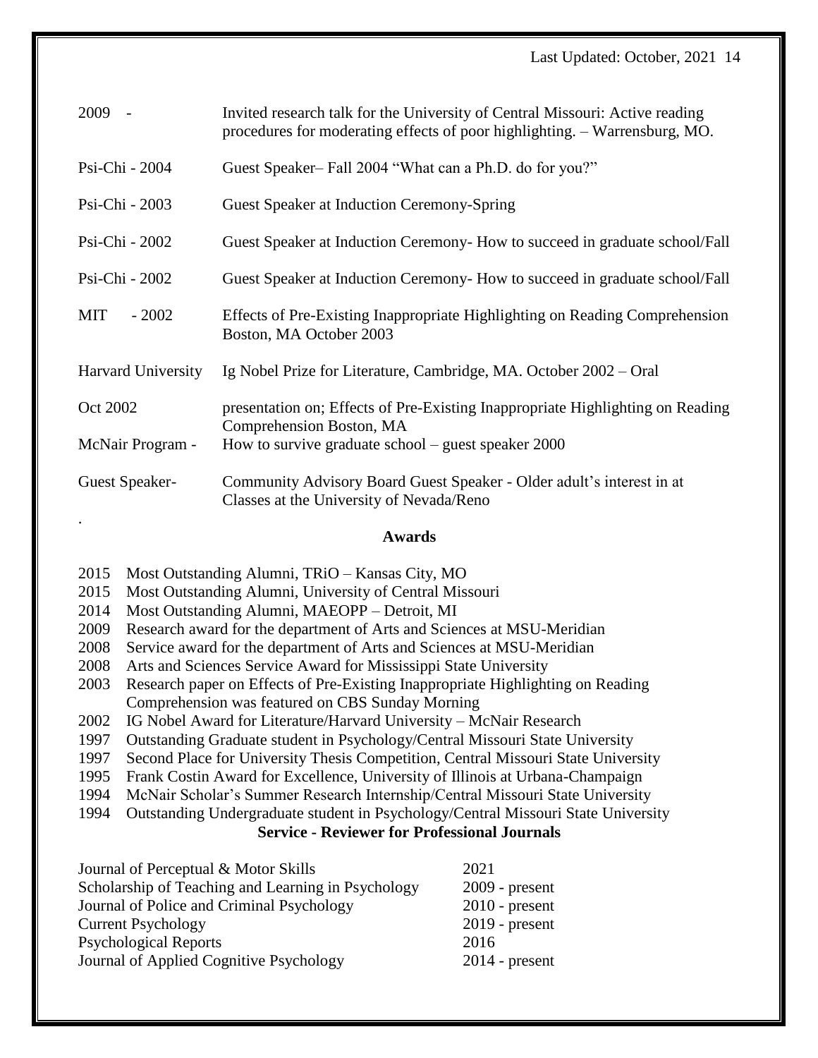| | |
|---|---|
| 2009 - | Invited research talk for the University of Central Missouri: Active reading procedures for moderating effects of poor highlighting. – Warrensburg, MO. |
| Psi-Chi - 2004 | Guest Speaker– Fall 2004 "What can a Ph.D. do for you?" |
| Psi-Chi - 2003 | Guest Speaker at Induction Ceremony-Spring |
| Psi-Chi - 2002 | Guest Speaker at Induction Ceremony- How to succeed in graduate school/Fall |
| Psi-Chi - 2002 | Guest Speaker at Induction Ceremony- How to succeed in graduate school/Fall |
| MIT - 2002 | Effects of Pre-Existing Inappropriate Highlighting on Reading Comprehension Boston, MA October 2003 |
| Harvard University | Ig Nobel Prize for Literature, Cambridge, MA. October 2002 – Oral |
| Oct 2002 | presentation on; Effects of Pre-Existing Inappropriate Highlighting on Reading Comprehension Boston, MA |
| McNair Program - | How to survive graduate school – guest speaker 2000 |
| Guest Speaker- | Community Advisory Board Guest Speaker - Older adult's interest in at Classes at the University of Nevada/Reno |

.

## Awards

- 2015 Most Outstanding Alumni, TRiO – Kansas City, MO
- 2015 Most Outstanding Alumni, University of Central Missouri
- 2014 Most Outstanding Alumni, MAEOPP – Detroit, MI
- 2009 Research award for the department of Arts and Sciences at MSU-Meridian
- 2008 Service award for the department of Arts and Sciences at MSU-Meridian
- 2008 Arts and Sciences Service Award for Mississippi State University
- 2003 Research paper on Effects of Pre-Existing Inappropriate Highlighting on Reading Comprehension was featured on CBS Sunday Morning
- 2002 IG Nobel Award for Literature/Harvard University – McNair Research
- 1997 Outstanding Graduate student in Psychology/Central Missouri State University
- 1997 Second Place for University Thesis Competition, Central Missouri State University
- 1995 Frank Costin Award for Excellence, University of Illinois at Urbana-Champaign
- 1994 McNair Scholar's Summer Research Internship/Central Missouri State University
- 1994 Outstanding Undergraduate student in Psychology/Central Missouri State University

## Service - Reviewer for Professional Journals

| | |
|---|---|
| Journal of Perceptual & Motor Skills | 2021 |
| Scholarship of Teaching and Learning in Psychology | 2009 - present |
| Journal of Police and Criminal Psychology | 2010 - present |
| Current Psychology | 2019 - present |
| Psychological Reports | 2016 |
| Journal of Applied Cognitive Psychology | 2014 - present |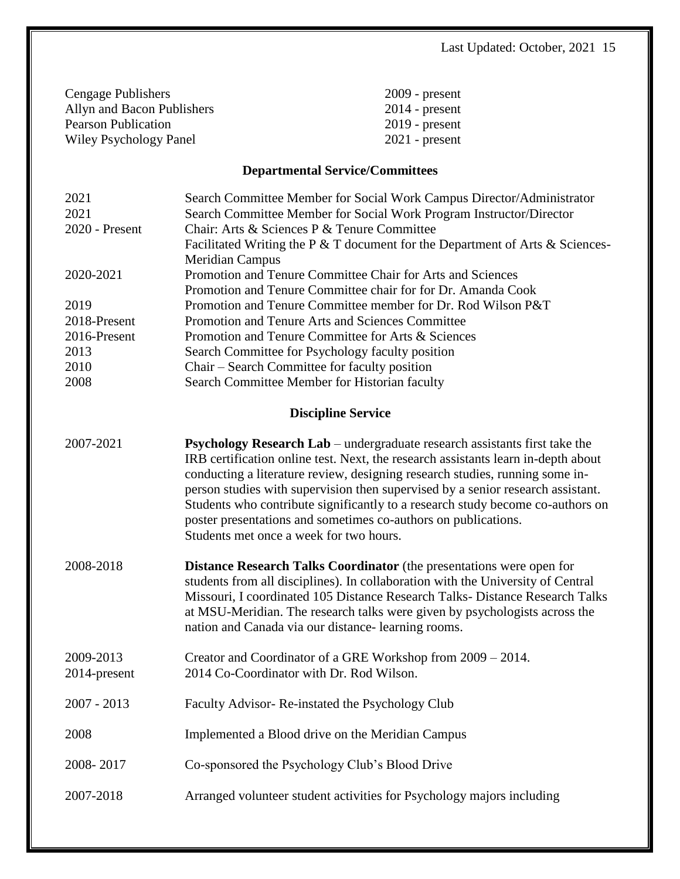| | |
|---|---|
| Cengage Publishers | 2009 - present |
| Allyn and Bacon Publishers | 2014 - present |
| Pearson Publication | 2019 - present |
| Wiley Psychology Panel | 2021 - present |

## Departmental Service/Committees

| | |
|---|---|
| 2021 | Search Committee Member for Social Work Campus Director/Administrator |
| 2021 | Search Committee Member for Social Work Program Instructor/Director |
| 2020 - Present | Chair: Arts & Sciences P & Tenure Committee<br>Facilitated Writing the P & T document for the Department of Arts & Sciences-Meridian Campus |
| 2020-2021 | Promotion and Tenure Committee Chair for Arts and Sciences<br>Promotion and Tenure Committee chair for for Dr. Amanda Cook |
| 2019 | Promotion and Tenure Committee member for Dr. Rod Wilson P&T |
| 2018-Present | Promotion and Tenure Arts and Sciences Committee |
| 2016-Present | Promotion and Tenure Committee for Arts & Sciences |
| 2013 | Search Committee for Psychology faculty position |
| 2010 | Chair – Search Committee for faculty position |
| 2008 | Search Committee Member for Historian faculty |

## Discipline Service

2007-2021 — **Psychology Research Lab** – undergraduate research assistants first take the IRB certification online test. Next, the research assistants learn in-depth about conducting a literature review, designing research studies, running some in-person studies with supervision then supervised by a senior research assistant. Students who contribute significantly to a research study become co-authors on poster presentations and sometimes co-authors on publications. Students met once a week for two hours.

2008-2018 — **Distance Research Talks Coordinator** (the presentations were open for students from all disciplines). In collaboration with the University of Central Missouri, I coordinated 105 Distance Research Talks- Distance Research Talks at MSU-Meridian. The research talks were given by psychologists across the nation and Canada via our distance- learning rooms.

2009-2013 — Creator and Coordinator of a GRE Workshop from 2009 – 2014.
2014-present — 2014 Co-Coordinator with Dr. Rod Wilson.

2007 - 2013 — Faculty Advisor- Re-instated the Psychology Club

2008 — Implemented a Blood drive on the Meridian Campus

2008- 2017 — Co-sponsored the Psychology Club's Blood Drive

2007-2018 — Arranged volunteer student activities for Psychology majors including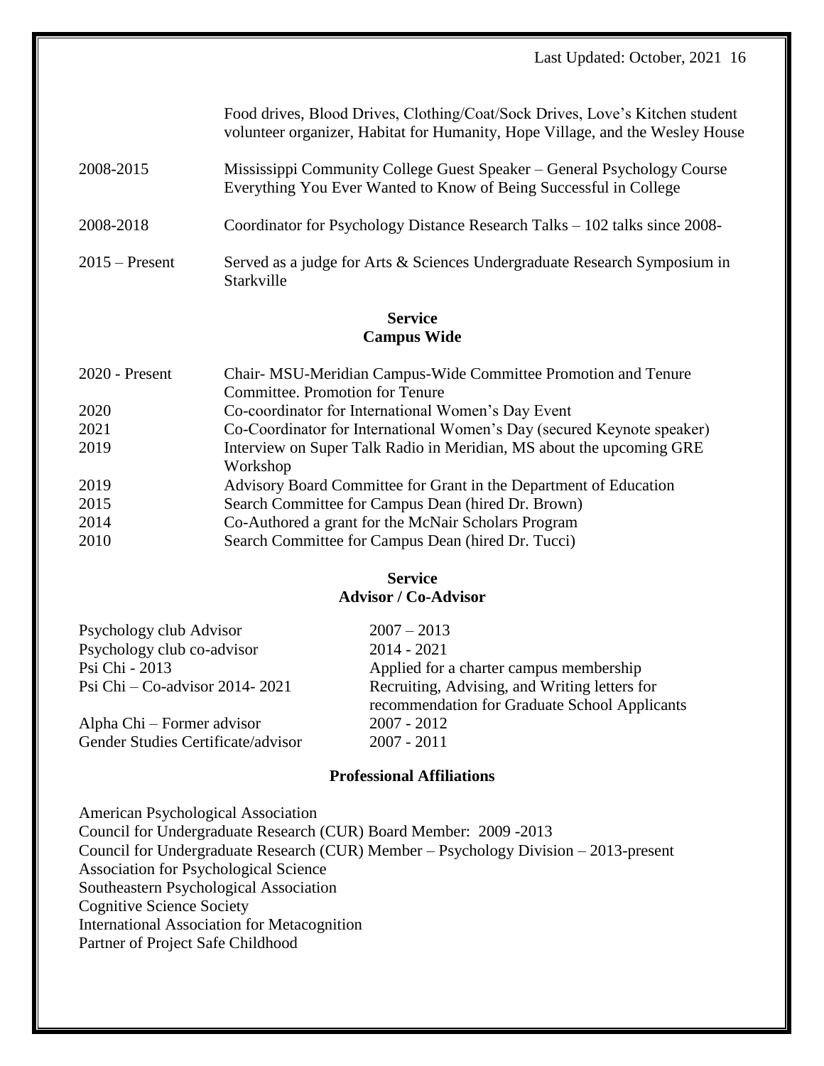| | |
|---|---|
| | Food drives, Blood Drives, Clothing/Coat/Sock Drives, Love's Kitchen student volunteer organizer, Habitat for Humanity, Hope Village, and the Wesley House |
| 2008-2015 | Mississippi Community College Guest Speaker – General Psychology Course Everything You Ever Wanted to Know of Being Successful in College |
| 2008-2018 | Coordinator for Psychology Distance Research Talks – 102 talks since 2008- |
| 2015 – Present | Served as a judge for Arts & Sciences Undergraduate Research Symposium in Starkville |

## Service
### Campus Wide

| | |
|---|---|
| 2020 - Present | Chair- MSU-Meridian Campus-Wide Committee Promotion and Tenure Committee. Promotion for Tenure |
| 2020 | Co-coordinator for International Women's Day Event |
| 2021 | Co-Coordinator for International Women's Day (secured Keynote speaker) |
| 2019 | Interview on Super Talk Radio in Meridian, MS about the upcoming GRE Workshop |
| 2019 | Advisory Board Committee for Grant in the Department of Education |
| 2015 | Search Committee for Campus Dean (hired Dr. Brown) |
| 2014 | Co-Authored a grant for the McNair Scholars Program |
| 2010 | Search Committee for Campus Dean (hired Dr. Tucci) |

## Service
### Advisor / Co-Advisor

| | |
|---|---|
| Psychology club Advisor | 2007 – 2013 |
| Psychology club co-advisor | 2014 - 2021 |
| Psi Chi - 2013 | Applied for a charter campus membership |
| Psi Chi – Co-advisor 2014- 2021 | Recruiting, Advising, and Writing letters for recommendation for Graduate School Applicants |
| Alpha Chi – Former advisor | 2007 - 2012 |
| Gender Studies Certificate/advisor | 2007 - 2011 |

## Professional Affiliations

American Psychological Association
Council for Undergraduate Research (CUR) Board Member: 2009 -2013
Council for Undergraduate Research (CUR) Member – Psychology Division – 2013-present
Association for Psychological Science
Southeastern Psychological Association
Cognitive Science Society
International Association for Metacognition
Partner of Project Safe Childhood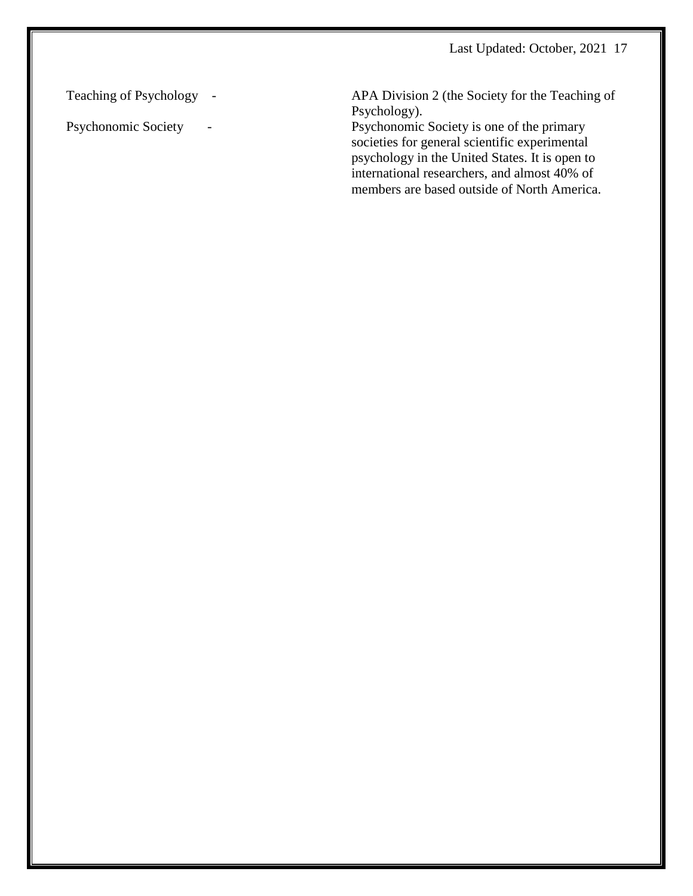Teaching of Psychology - APA Division 2 (the Society for the Teaching of Psychology).

Psychonomic Society - Psychonomic Society is one of the primary societies for general scientific experimental psychology in the United States. It is open to international researchers, and almost 40% of members are based outside of North America.